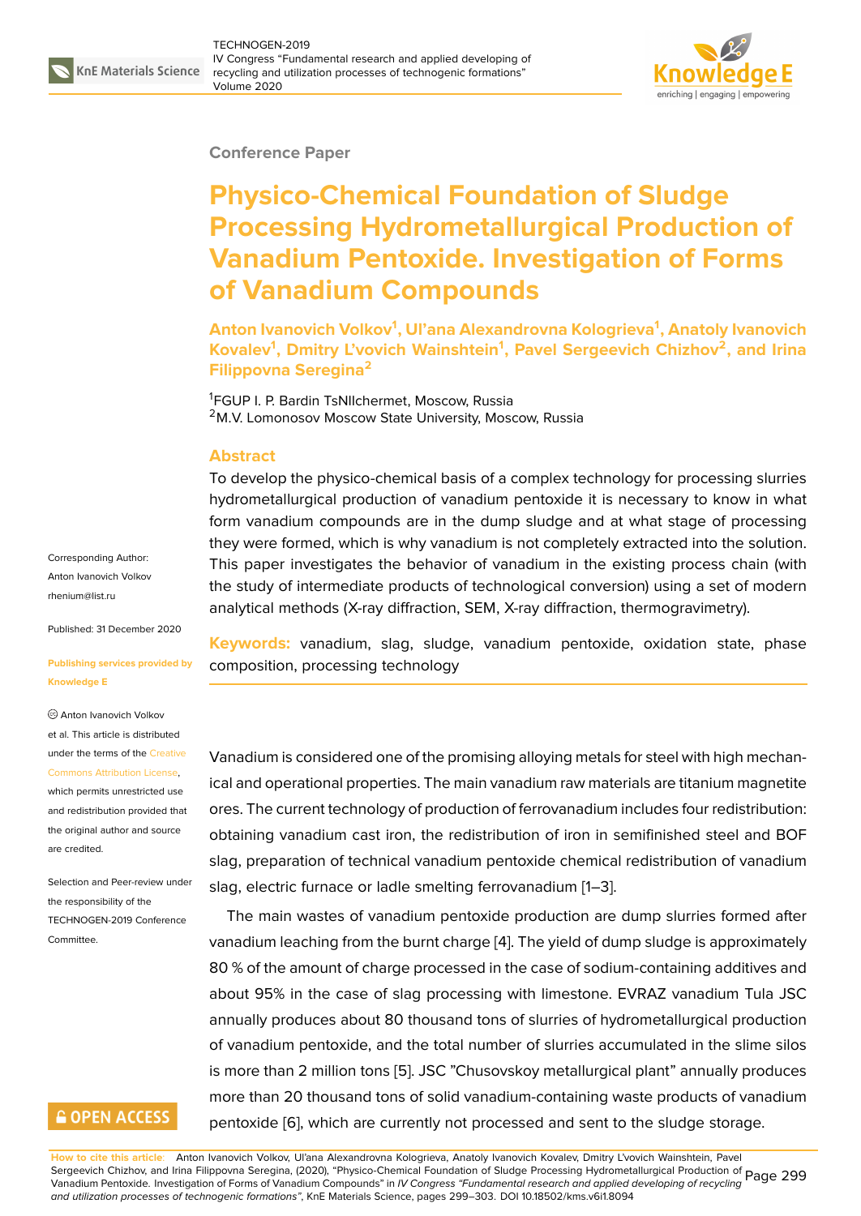Conference Paper

# Physico-Chemical Foundation of Sludge Processing Hydrometallurgical Production of Vanadium Pentoxide. Investigation of Forms of Vanadium Compounds

**Anton Ivanovich Volkov[1], Ul'ana Alexandrovna Kologrieva[1], Anatoly Ivanovich Kovalev[1], Dmitry L'vovich Wainshtein[1], Pavel Sergeevich Chizhov[2], and Irina Filippovna Seregina[2]**

[1]FGUP I. P. Bardin TsNIIchermet, Moscow, Russia
[2]M.V. Lomonosov Moscow State University, Moscow, Russia

## Abstract

To develop the physico-chemical basis of a complex technology for processing slurries hydrometallurgical production of vanadium pentoxide it is necessary to know in what form vanadium compounds are in the dump sludge and at what stage of processing they were formed, which is why vanadium is not completely extracted into the solution. This paper investigates the behavior of vanadium in the existing process chain (with the study of intermediate products of technological conversion) using a set of modern analytical methods (X-ray diffraction, SEM, X-ray diffraction, thermogravimetry).

**Keywords:** vanadium, slag, sludge, vanadium pentoxide, oxidation state, phase composition, processing technology

Corresponding Author: Anton Ivanovich Volkov rhenium@list.ru

Published: 31 December 2020

Publishing services provided by Knowledge E

© Anton Ivanovich Volkov et al. This article is distributed under the terms of the Creative Commons Attribution License, which permits unrestricted use and redistribution provided that the original author and source are credited.

Selection and Peer-review under the responsibility of the TECHNOGEN-2019 Conference Committee.

Vanadium is considered one of the promising alloying metals for steel with high mechanical and operational properties. The main vanadium raw materials are titanium magnetite ores. The current technology of production of ferrovanadium includes four redistribution: obtaining vanadium cast iron, the redistribution of iron in semifinished steel and BOF slag, preparation of technical vanadium pentoxide chemical redistribution of vanadium slag, electric furnace or ladle smelting ferrovanadium [1–3].

The main wastes of vanadium pentoxide production are dump slurries formed after vanadium leaching from the burnt charge [4]. The yield of dump sludge is approximately 80 % of the amount of charge processed in the case of sodium-containing additives and about 95% in the case of slag processing with limestone. EVRAZ vanadium Tula JSC annually produces about 80 thousand tons of slurries of hydrometallurgical production of vanadium pentoxide, and the total number of slurries accumulated in the slime silos is more than 2 million tons [5]. JSC "Chusovskoy metallurgical plant" annually produces more than 20 thousand tons of solid vanadium-containing waste products of vanadium pentoxide [6], which are currently not processed and sent to the sludge storage.

**How to cite this article**: Anton Ivanovich Volkov, Ul'ana Alexandrovna Kologrieva, Anatoly Ivanovich Kovalev, Dmitry L'vovich Wainshtein, Pavel Sergeevich Chizhov, and Irina Filippovna Seregina, (2020), "Physico-Chemical Foundation of Sludge Processing Hydrometallurgical Production of Vanadium Pentoxide. Investigation of Forms of Vanadium Compounds" in *IV Congress "Fundamental research and applied developing of recycling and utilization processes of technogenic formations"*, KnE Materials Science, pages 299–303. DOI 10.18502/kms.v6i1.8094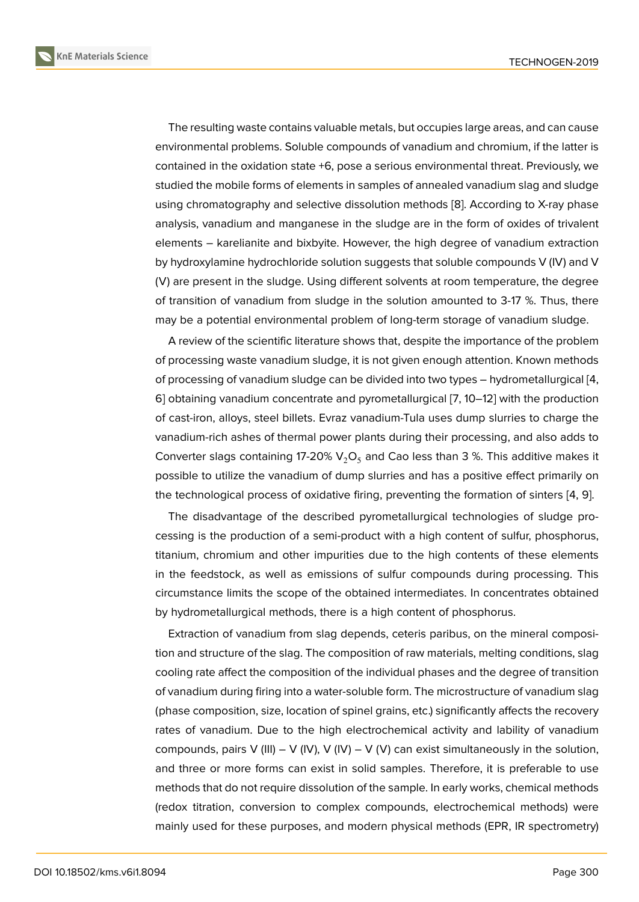The resulting waste contains valuable metals, but occupies large areas, and can cause environmental problems. Soluble compounds of vanadium and chromium, if the latter is contained in the oxidation state +6, pose a serious environmental threat. Previously, we studied the mobile forms of elements in samples of annealed vanadium slag and sludge using chromatography and selective dissolution methods [8]. According to X-ray phase analysis, vanadium and manganese in the sludge are in the form of oxides of trivalent elements – karelianite and bixbyite. However, the high degree of vanadium extraction by hydroxylamine hydrochloride solution suggests that soluble compounds V (IV) and V (V) are present in the sludge. Using different solvents at room temperature, the degree of transition of vanadium from sludge in the solution amounted to 3-17 %. Thus, there may be a potential environmental problem of long-term storage of vanadium sludge.

A review of the scientific literature shows that, despite the importance of the problem of processing waste vanadium sludge, it is not given enough attention. Known methods of processing of vanadium sludge can be divided into two types – hydrometallurgical [4, 6] obtaining vanadium concentrate and pyrometallurgical [7, 10–12] with the production of cast-iron, alloys, steel billets. Evraz vanadium-Tula uses dump slurries to charge the vanadium-rich ashes of thermal power plants during their processing, and also adds to Converter slags containing 17-20% $V_2O_5$ and Cao less than 3 %. This additive makes it possible to utilize the vanadium of dump slurries and has a positive effect primarily on the technological process of oxidative firing, preventing the formation of sinters [4, 9].

The disadvantage of the described pyrometallurgical technologies of sludge processing is the production of a semi-product with a high content of sulfur, phosphorus, titanium, chromium and other impurities due to the high contents of these elements in the feedstock, as well as emissions of sulfur compounds during processing. This circumstance limits the scope of the obtained intermediates. In concentrates obtained by hydrometallurgical methods, there is a high content of phosphorus.

Extraction of vanadium from slag depends, ceteris paribus, on the mineral composition and structure of the slag. The composition of raw materials, melting conditions, slag cooling rate affect the composition of the individual phases and the degree of transition of vanadium during firing into a water-soluble form. The microstructure of vanadium slag (phase composition, size, location of spinel grains, etc.) significantly affects the recovery rates of vanadium. Due to the high electrochemical activity and lability of vanadium compounds, pairs V (III) – V (IV), V (IV) – V (V) can exist simultaneously in the solution, and three or more forms can exist in solid samples. Therefore, it is preferable to use methods that do not require dissolution of the sample. In early works, chemical methods (redox titration, conversion to complex compounds, electrochemical methods) were mainly used for these purposes, and modern physical methods (EPR, IR spectrometry)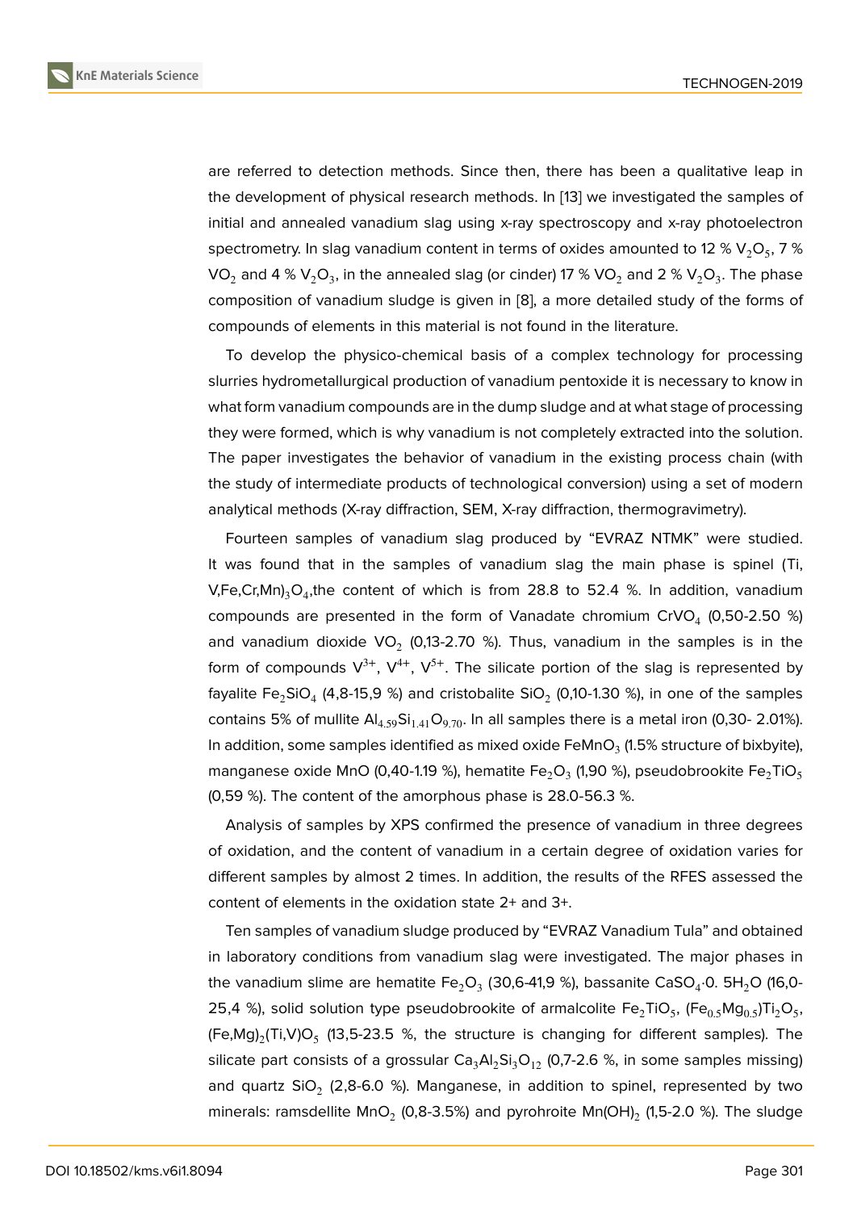are referred to detection methods. Since then, there has been a qualitative leap in the development of physical research methods. In [13] we investigated the samples of initial and annealed vanadium slag using x-ray spectroscopy and x-ray photoelectron spectrometry. In slag vanadium content in terms of oxides amounted to 12 % $V_2O_5$, 7 % $VO_2$ and 4 % $V_2O_3$, in the annealed slag (or cinder) 17 % $VO_2$ and 2 % $V_2O_3$. The phase composition of vanadium sludge is given in [8], a more detailed study of the forms of compounds of elements in this material is not found in the literature.

To develop the physico-chemical basis of a complex technology for processing slurries hydrometallurgical production of vanadium pentoxide it is necessary to know in what form vanadium compounds are in the dump sludge and at what stage of processing they were formed, which is why vanadium is not completely extracted into the solution. The paper investigates the behavior of vanadium in the existing process chain (with the study of intermediate products of technological conversion) using a set of modern analytical methods (X-ray diffraction, SEM, X-ray diffraction, thermogravimetry).

Fourteen samples of vanadium slag produced by "EVRAZ NTMK" were studied. It was found that in the samples of vanadium slag the main phase is spinel $(Ti, V,Fe,Cr,Mn)_3O_4$,the content of which is from 28.8 to 52.4 %. In addition, vanadium compounds are presented in the form of Vanadate chromium $CrVO_4$ (0,50-2.50 %) and vanadium dioxide $VO_2$ (0,13-2.70 %). Thus, vanadium in the samples is in the form of compounds $V^{3+}$, $V^{4+}$, $V^{5+}$. The silicate portion of the slag is represented by fayalite $Fe_2SiO_4$ (4,8-15,9 %) and cristobalite $SiO_2$ (0,10-1.30 %), in one of the samples contains 5% of mullite $Al_{4.59}Si_{1.41}O_{9.70}$. In all samples there is a metal iron (0,30- 2.01%). In addition, some samples identified as mixed oxide $FeMnO_3$ (1.5% structure of bixbyite), manganese oxide MnO (0,40-1.19 %), hematite $Fe_2O_3$ (1,90 %), pseudobrookite $Fe_2TiO_5$ (0,59 %). The content of the amorphous phase is 28.0-56.3 %.

Analysis of samples by XPS confirmed the presence of vanadium in three degrees of oxidation, and the content of vanadium in a certain degree of oxidation varies for different samples by almost 2 times. In addition, the results of the RFES assessed the content of elements in the oxidation state 2+ and 3+.

Ten samples of vanadium sludge produced by "EVRAZ Vanadium Tula" and obtained in laboratory conditions from vanadium slag were investigated. The major phases in the vanadium slime are hematite $Fe_2O_3$ (30,6-41,9 %), bassanite $CaSO_4 \cdot 0.\ 5H_2O$ (16,0-25,4 %), solid solution type pseudobrookite of armalcolite $Fe_2TiO_5$, $(Fe_{0.5}Mg_{0.5})Ti_2O_5$, $(Fe,Mg)_2(Ti,V)O_5$ (13,5-23.5 %, the structure is changing for different samples). The silicate part consists of a grossular $Ca_3Al_2Si_3O_{12}$ (0,7-2.6 %, in some samples missing) and quartz $SiO_2$ (2,8-6.0 %). Manganese, in addition to spinel, represented by two minerals: ramsdellite $MnO_2$ (0,8-3.5%) and pyrohroite $Mn(OH)_2$ (1,5-2.0 %). The sludge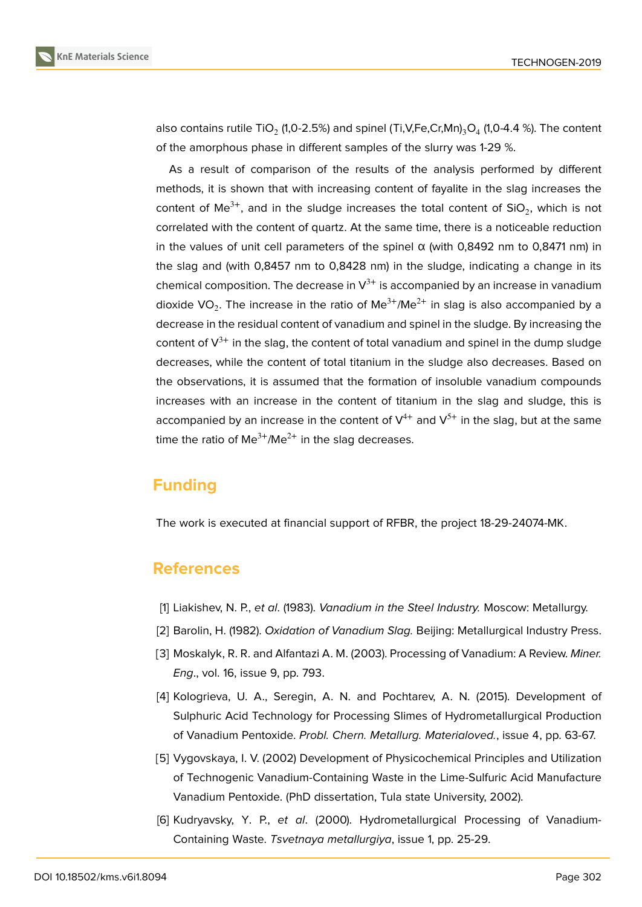also contains rutile $TiO_2$ (1,0-2.5%) and spinel $(Ti,V,Fe,Cr,Mn)_3O_4$ (1,0-4.4 %). The content of the amorphous phase in different samples of the slurry was 1-29 %.

As a result of comparison of the results of the analysis performed by different methods, it is shown that with increasing content of fayalite in the slag increases the content of $Me^{3+}$, and in the sludge increases the total content of $SiO_2$, which is not correlated with the content of quartz. At the same time, there is a noticeable reduction in the values of unit cell parameters of the spinel α (with 0,8492 nm to 0,8471 nm) in the slag and (with 0,8457 nm to 0,8428 nm) in the sludge, indicating a change in its chemical composition. The decrease in $V^{3+}$ is accompanied by an increase in vanadium dioxide $VO_2$. The increase in the ratio of $Me^{3+}/Me^{2+}$ in slag is also accompanied by a decrease in the residual content of vanadium and spinel in the sludge. By increasing the content of $V^{3+}$ in the slag, the content of total vanadium and spinel in the dump sludge decreases, while the content of total titanium in the sludge also decreases. Based on the observations, it is assumed that the formation of insoluble vanadium compounds increases with an increase in the content of titanium in the slag and sludge, this is accompanied by an increase in the content of $V^{4+}$ and $V^{5+}$ in the slag, but at the same time the ratio of $Me^{3+}/Me^{2+}$ in the slag decreases.

## Funding

The work is executed at financial support of RFBR, the project 18-29-24074-MK.

## References

[1] Liakishev, N. P., *et al*. (1983). *Vanadium in the Steel Industry.* Moscow: Metallurgy.

[2] Barolin, H. (1982). *Oxidation of Vanadium Slag.* Beijing: Metallurgical Industry Press.

[3] Moskalyk, R. R. and Alfantazi A. M. (2003). Processing of Vanadium: A Review. *Miner. Eng*., vol. 16, issue 9, pp. 793.

[4] Kologrieva, U. A., Seregin, A. N. and Pochtarev, A. N. (2015). Development of Sulphuric Acid Technology for Processing Slimes of Hydrometallurgical Production of Vanadium Pentoxide. *Probl. Chern. Metallurg. Materialoved.*, issue 4, pp. 63-67.

[5] Vygovskaya, I. V. (2002) Development of Physicochemical Principles and Utilization of Technogenic Vanadium-Containing Waste in the Lime-Sulfuric Acid Manufacture Vanadium Pentoxide. (PhD dissertation, Tula state University, 2002).

[6] Kudryavsky, Y. P., *et al*. (2000). Hydrometallurgical Processing of Vanadium-Containing Waste. *Tsvetnaya metallurgiya*, issue 1, pp. 25-29.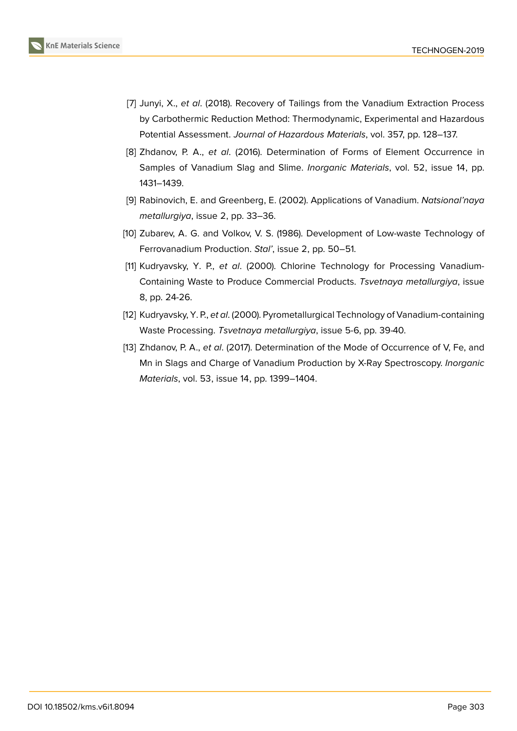[7] Junyi, X., *et al*. (2018). Recovery of Tailings from the Vanadium Extraction Process by Carbothermic Reduction Method: Thermodynamic, Experimental and Hazardous Potential Assessment. *Journal of Hazardous Materials*, vol. 357, pp. 128–137.

[8] Zhdanov, P. A., *et al*. (2016). Determination of Forms of Element Occurrence in Samples of Vanadium Slag and Slime. *Inorganic Materials*, vol. 52, issue 14, pp. 1431–1439.

[9] Rabinovich, E. and Greenberg, E. (2002). Applications of Vanadium. *Natsional'naya metallurgiya*, issue 2, pp. 33–36.

[10] Zubarev, A. G. and Volkov, V. S. (1986). Development of Low-waste Technology of Ferrovanadium Production. *Stal'*, issue 2, pp. 50–51.

[11] Kudryavsky, Y. P., *et al*. (2000). Chlorine Technology for Processing Vanadium-Containing Waste to Produce Commercial Products. *Tsvetnaya metallurgiya*, issue 8, pp. 24-26.

[12] Kudryavsky, Y. P., *et al*. (2000). Pyrometallurgical Technology of Vanadium-containing Waste Processing. *Tsvetnaya metallurgiya*, issue 5-6, pp. 39-40.

[13] Zhdanov, P. A., *et al*. (2017). Determination of the Mode of Occurrence of V, Fe, and Mn in Slags and Charge of Vanadium Production by X-Ray Spectroscopy. *Inorganic Materials*, vol. 53, issue 14, pp. 1399–1404.